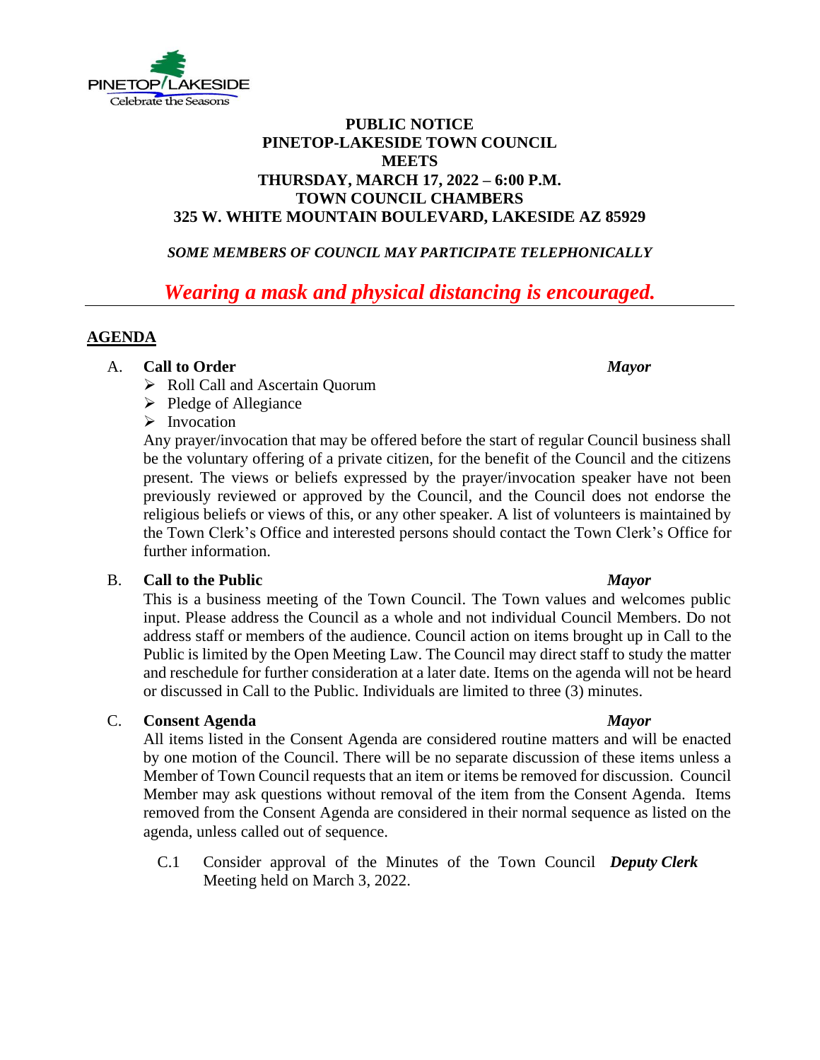PINETOP/LAKESIDE
Celebrate the Seasons

**PUBLIC NOTICE**
**PINETOP-LAKESIDE TOWN COUNCIL**
**MEETS**
**THURSDAY, MARCH 17, 2022 – 6:00 P.M.**
**TOWN COUNCIL CHAMBERS**
**325 W. WHITE MOUNTAIN BOULEVARD, LAKESIDE AZ 85929**

***SOME MEMBERS OF COUNCIL MAY PARTICIPATE TELEPHONICALLY***

***Wearing a mask and physical distancing is encouraged.***

---

## AGENDA

A. **Call to Order** ***Mayor***

- Roll Call and Ascertain Quorum
- Pledge of Allegiance
- Invocation

Any prayer/invocation that may be offered before the start of regular Council business shall be the voluntary offering of a private citizen, for the benefit of the Council and the citizens present. The views or beliefs expressed by the prayer/invocation speaker have not been previously reviewed or approved by the Council, and the Council does not endorse the religious beliefs or views of this, or any other speaker. A list of volunteers is maintained by the Town Clerk's Office and interested persons should contact the Town Clerk's Office for further information.

B. **Call to the Public** ***Mayor***

This is a business meeting of the Town Council. The Town values and welcomes public input. Please address the Council as a whole and not individual Council Members. Do not address staff or members of the audience. Council action on items brought up in Call to the Public is limited by the Open Meeting Law. The Council may direct staff to study the matter and reschedule for further consideration at a later date. Items on the agenda will not be heard or discussed in Call to the Public. Individuals are limited to three (3) minutes.

C. **Consent Agenda** ***Mayor***

All items listed in the Consent Agenda are considered routine matters and will be enacted by one motion of the Council. There will be no separate discussion of these items unless a Member of Town Council requests that an item or items be removed for discussion. Council Member may ask questions without removal of the item from the Consent Agenda. Items removed from the Consent Agenda are considered in their normal sequence as listed on the agenda, unless called out of sequence.

C.1 Consider approval of the Minutes of the Town Council Meeting held on March 3, 2022. ***Deputy Clerk***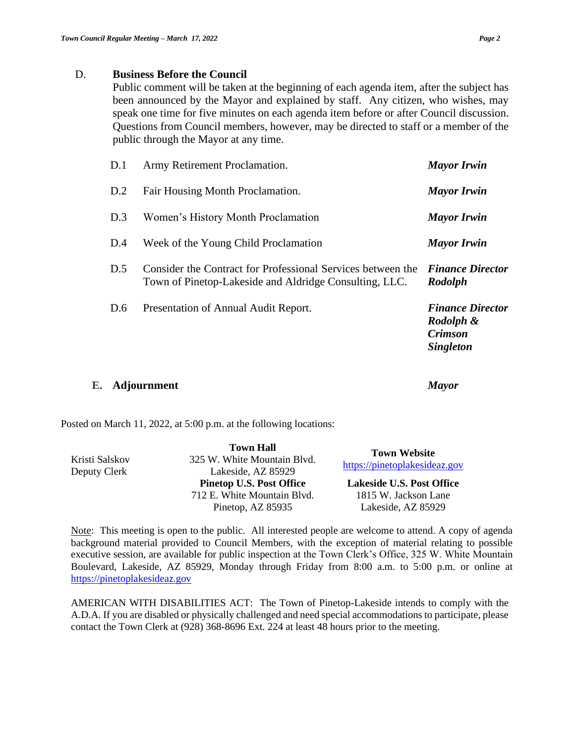## D. Business Before the Council

Public comment will be taken at the beginning of each agenda item, after the subject has been announced by the Mayor and explained by staff. Any citizen, who wishes, may speak one time for five minutes on each agenda item before or after Council discussion. Questions from Council members, however, may be directed to staff or a member of the public through the Mayor at any time.

| | | |
|---|---|---|
| D.1 | Army Retirement Proclamation. | ***Mayor Irwin*** |
| D.2 | Fair Housing Month Proclamation. | ***Mayor Irwin*** |
| D.3 | Women's History Month Proclamation | ***Mayor Irwin*** |
| D.4 | Week of the Young Child Proclamation | ***Mayor Irwin*** |
| D.5 | Consider the Contract for Professional Services between the Town of Pinetop-Lakeside and Aldridge Consulting, LLC. | ***Finance Director Rodolph*** |
| D.6 | Presentation of Annual Audit Report. | ***Finance Director Rodolph & Crimson Singleton*** |

## E. Adjournment — ***Mayor***

Posted on March 11, 2022, at 5:00 p.m. at the following locations:

Kristi Salskov
Deputy Clerk

**Town Hall**
325 W. White Mountain Blvd.
Lakeside, AZ 85929

**Town Website**
https://pinetoplakesideaz.gov

**Pinetop U.S. Post Office**
712 E. White Mountain Blvd.
Pinetop, AZ 85935

**Lakeside U.S. Post Office**
1815 W. Jackson Lane
Lakeside, AZ 85929

Note: This meeting is open to the public. All interested people are welcome to attend. A copy of agenda background material provided to Council Members, with the exception of material relating to possible executive session, are available for public inspection at the Town Clerk's Office, 325 W. White Mountain Boulevard, Lakeside, AZ 85929, Monday through Friday from 8:00 a.m. to 5:00 p.m. or online at https://pinetoplakesideaz.gov

AMERICAN WITH DISABILITIES ACT: The Town of Pinetop-Lakeside intends to comply with the A.D.A. If you are disabled or physically challenged and need special accommodations to participate, please contact the Town Clerk at (928) 368-8696 Ext. 224 at least 48 hours prior to the meeting.